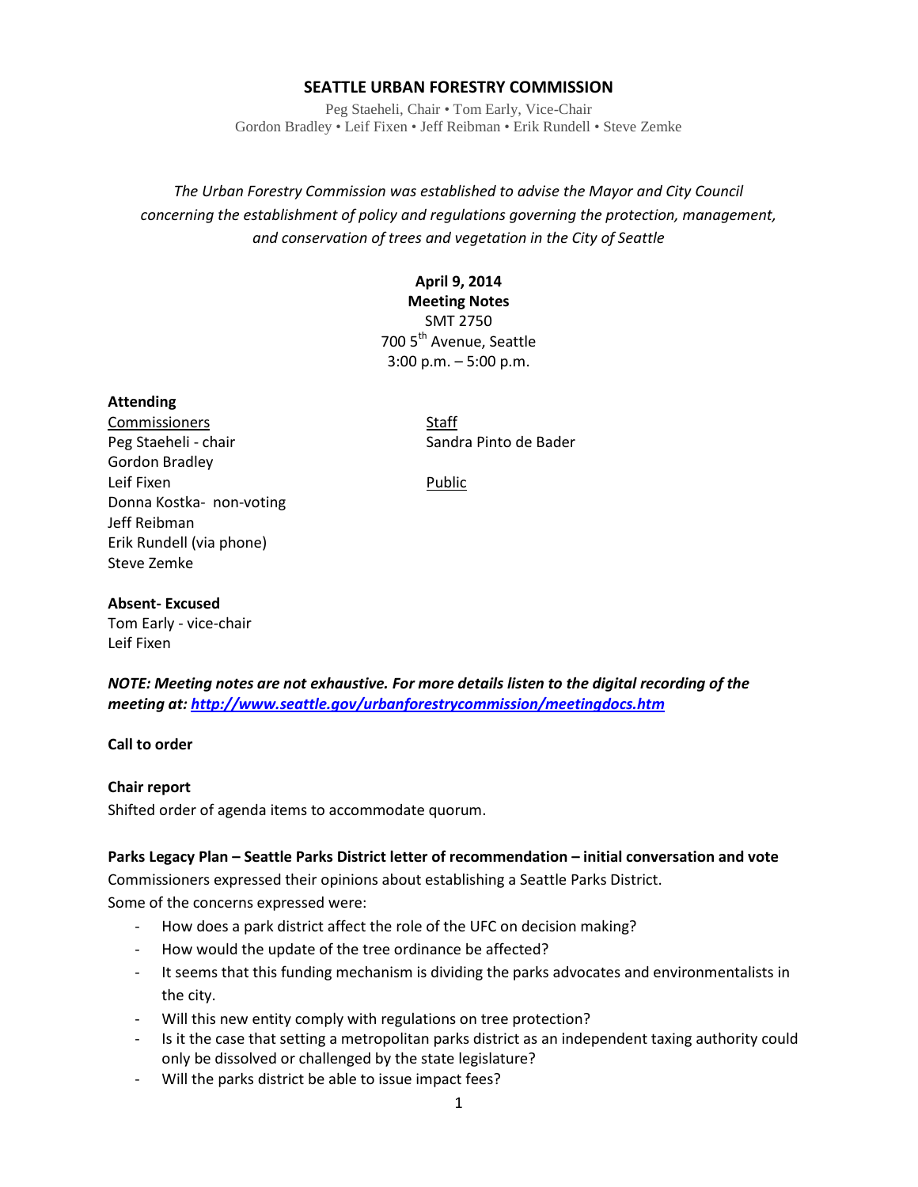# SEATTLE URBAN FORESTRY COMMISSION

Peg Staeheli, Chair • Tom Early, Vice-Chair
Gordon Bradley • Leif Fixen • Jeff Reibman • Erik Rundell • Steve Zemke

*The Urban Forestry Commission was established to advise the Mayor and City Council concerning the establishment of policy and regulations governing the protection, management, and conservation of trees and vegetation in the City of Seattle*

**April 9, 2014**
**Meeting Notes**
SMT 2750
700 5th Avenue, Seattle
3:00 p.m. – 5:00 p.m.

**Attending**

Commissioners
Peg Staeheli - chair
Gordon Bradley
Leif Fixen
Donna Kostka- non-voting
Jeff Reibman
Erik Rundell (via phone)
Steve Zemke

Staff
Sandra Pinto de Bader

Public

**Absent- Excused**
Tom Early - vice-chair
Leif Fixen

***NOTE: Meeting notes are not exhaustive. For more details listen to the digital recording of the meeting at: http://www.seattle.gov/urbanforestrycommission/meetingdocs.htm***

**Call to order**

**Chair report**
Shifted order of agenda items to accommodate quorum.

**Parks Legacy Plan – Seattle Parks District letter of recommendation – initial conversation and vote**
Commissioners expressed their opinions about establishing a Seattle Parks District.
Some of the concerns expressed were:

- How does a park district affect the role of the UFC on decision making?
- How would the update of the tree ordinance be affected?
- It seems that this funding mechanism is dividing the parks advocates and environmentalists in the city.
- Will this new entity comply with regulations on tree protection?
- Is it the case that setting a metropolitan parks district as an independent taxing authority could only be dissolved or challenged by the state legislature?
- Will the parks district be able to issue impact fees?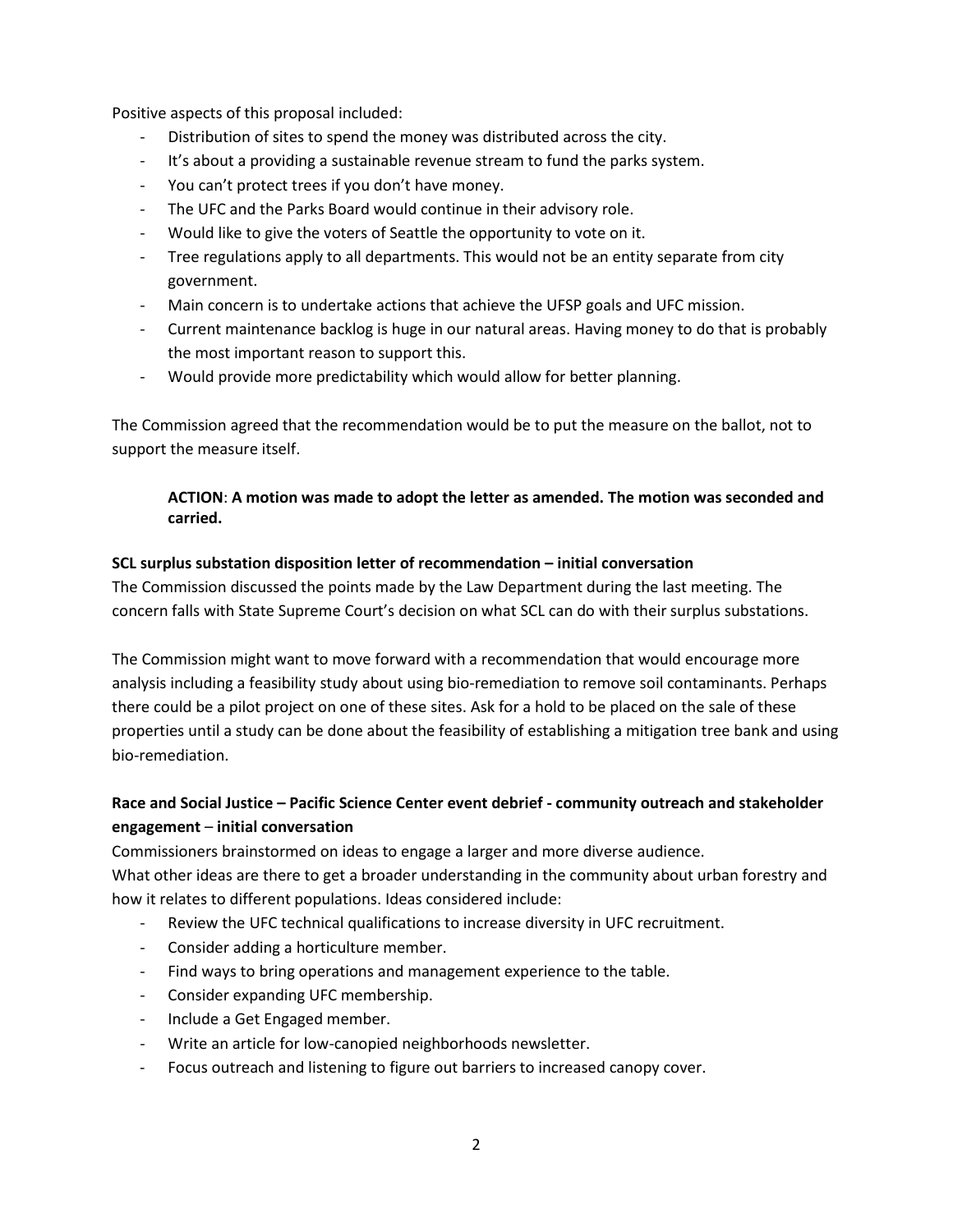Positive aspects of this proposal included:

- Distribution of sites to spend the money was distributed across the city.
- It's about a providing a sustainable revenue stream to fund the parks system.
- You can't protect trees if you don't have money.
- The UFC and the Parks Board would continue in their advisory role.
- Would like to give the voters of Seattle the opportunity to vote on it.
- Tree regulations apply to all departments. This would not be an entity separate from city government.
- Main concern is to undertake actions that achieve the UFSP goals and UFC mission.
- Current maintenance backlog is huge in our natural areas. Having money to do that is probably the most important reason to support this.
- Would provide more predictability which would allow for better planning.

The Commission agreed that the recommendation would be to put the measure on the ballot, not to support the measure itself.

> **ACTION**: **A motion was made to adopt the letter as amended. The motion was seconded and carried.**

**SCL surplus substation disposition letter of recommendation – initial conversation**

The Commission discussed the points made by the Law Department during the last meeting. The concern falls with State Supreme Court's decision on what SCL can do with their surplus substations.

The Commission might want to move forward with a recommendation that would encourage more analysis including a feasibility study about using bio-remediation to remove soil contaminants. Perhaps there could be a pilot project on one of these sites. Ask for a hold to be placed on the sale of these properties until a study can be done about the feasibility of establishing a mitigation tree bank and using bio-remediation.

**Race and Social Justice – Pacific Science Center event debrief - community outreach and stakeholder engagement – initial conversation**

Commissioners brainstormed on ideas to engage a larger and more diverse audience.
What other ideas are there to get a broader understanding in the community about urban forestry and how it relates to different populations. Ideas considered include:

- Review the UFC technical qualifications to increase diversity in UFC recruitment.
- Consider adding a horticulture member.
- Find ways to bring operations and management experience to the table.
- Consider expanding UFC membership.
- Include a Get Engaged member.
- Write an article for low-canopied neighborhoods newsletter.
- Focus outreach and listening to figure out barriers to increased canopy cover.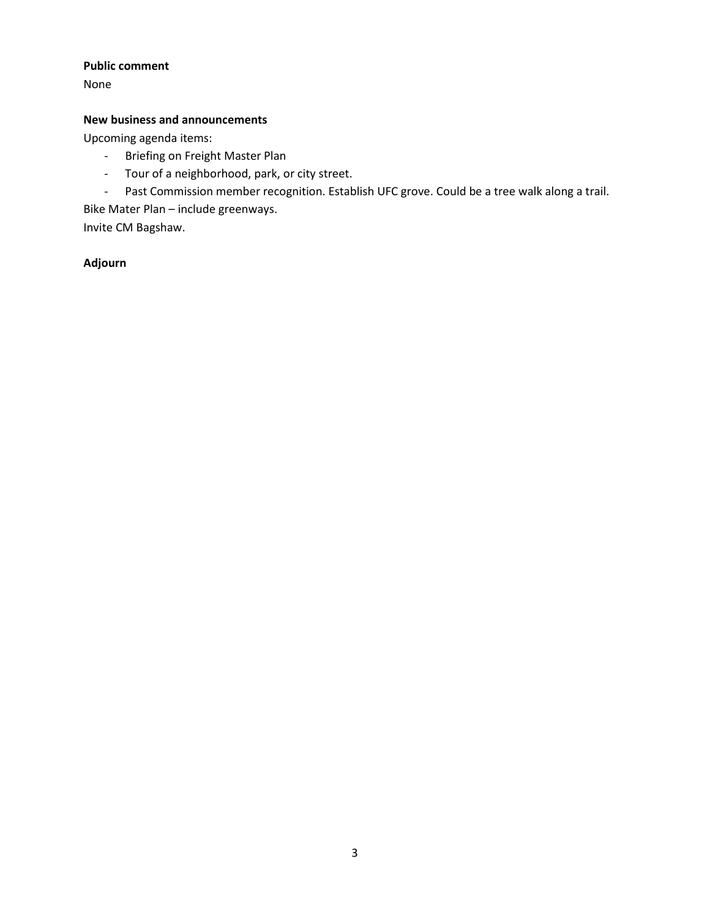**Public comment**

None

**New business and announcements**

Upcoming agenda items:

- Briefing on Freight Master Plan
- Tour of a neighborhood, park, or city street.
- Past Commission member recognition. Establish UFC grove. Could be a tree walk along a trail.

Bike Mater Plan – include greenways.

Invite CM Bagshaw.

**Adjourn**